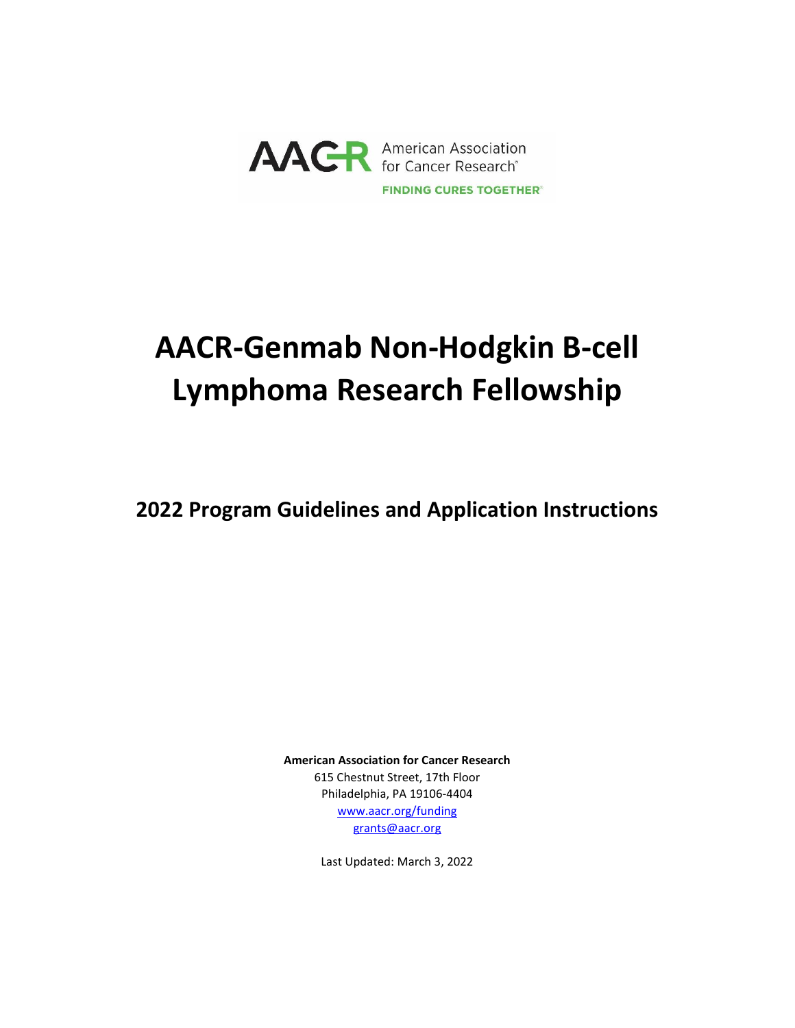AACR American Association for Cancer Research®

FINDING CURES TOGETHER®

# AACR-Genmab Non-Hodgkin B-cell Lymphoma Research Fellowship

## 2022 Program Guidelines and Application Instructions

**American Association for Cancer Research**
615 Chestnut Street, 17th Floor
Philadelphia, PA 19106-4404
www.aacr.org/funding
grants@aacr.org

Last Updated: March 3, 2022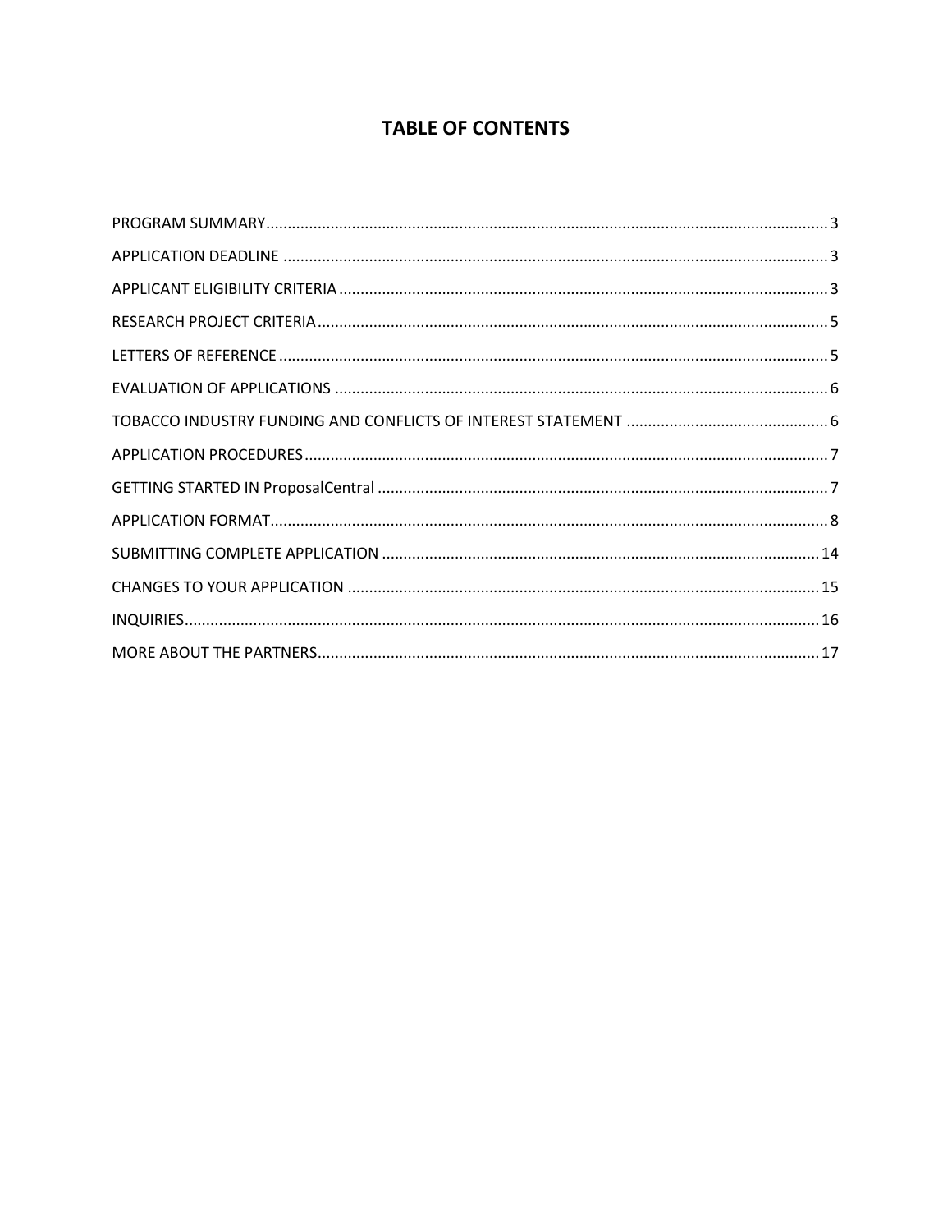# TABLE OF CONTENTS

PROGRAM SUMMARY .......... 3

APPLICATION DEADLINE .......... 3

APPLICANT ELIGIBILITY CRITERIA .......... 3

RESEARCH PROJECT CRITERIA .......... 5

LETTERS OF REFERENCE .......... 5

EVALUATION OF APPLICATIONS .......... 6

TOBACCO INDUSTRY FUNDING AND CONFLICTS OF INTEREST STATEMENT .......... 6

APPLICATION PROCEDURES .......... 7

GETTING STARTED IN ProposalCentral .......... 7

APPLICATION FORMAT .......... 8

SUBMITTING COMPLETE APPLICATION .......... 14

CHANGES TO YOUR APPLICATION .......... 15

INQUIRIES .......... 16

MORE ABOUT THE PARTNERS .......... 17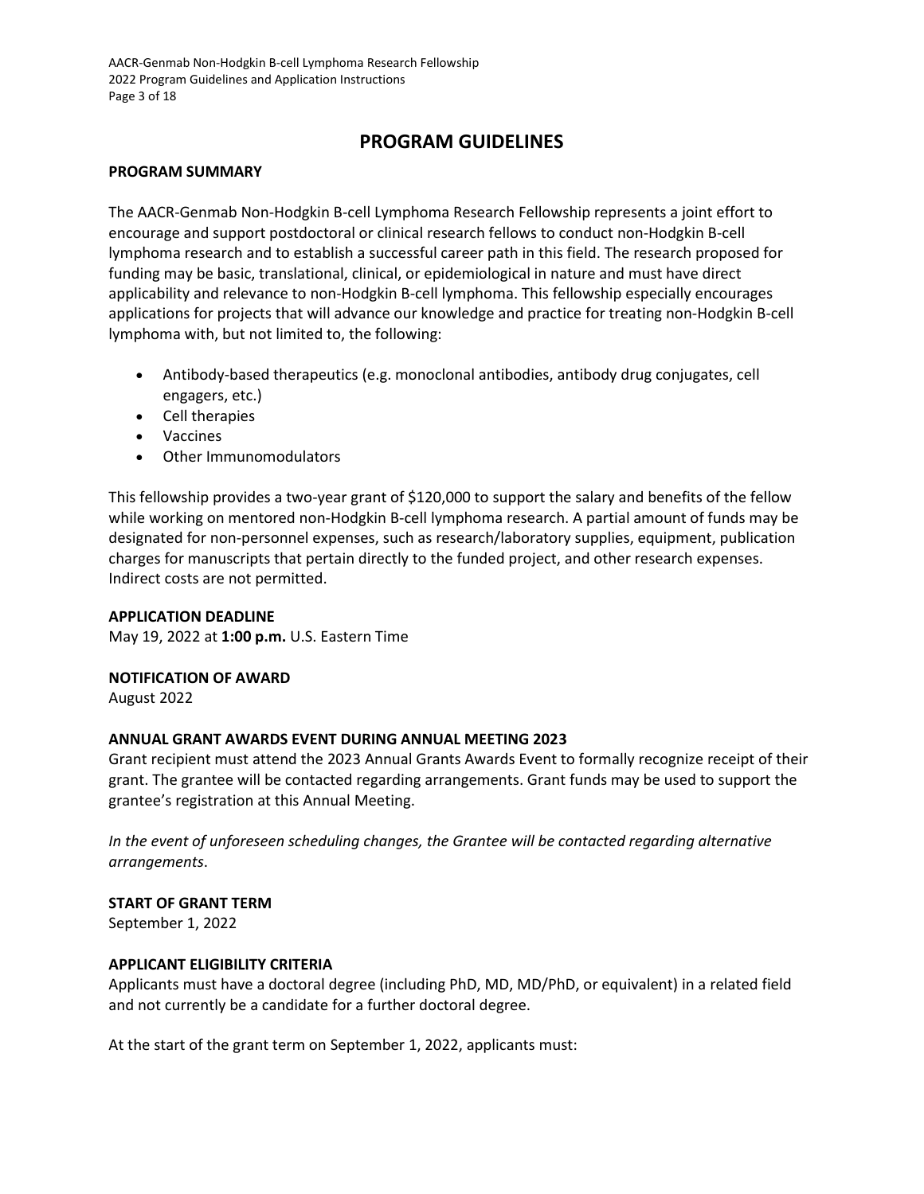# PROGRAM GUIDELINES

## PROGRAM SUMMARY

The AACR-Genmab Non-Hodgkin B-cell Lymphoma Research Fellowship represents a joint effort to encourage and support postdoctoral or clinical research fellows to conduct non-Hodgkin B-cell lymphoma research and to establish a successful career path in this field. The research proposed for funding may be basic, translational, clinical, or epidemiological in nature and must have direct applicability and relevance to non-Hodgkin B-cell lymphoma. This fellowship especially encourages applications for projects that will advance our knowledge and practice for treating non-Hodgkin B-cell lymphoma with, but not limited to, the following:

- Antibody-based therapeutics (e.g. monoclonal antibodies, antibody drug conjugates, cell engagers, etc.)
- Cell therapies
- Vaccines
- Other Immunomodulators

This fellowship provides a two-year grant of $120,000 to support the salary and benefits of the fellow while working on mentored non-Hodgkin B-cell lymphoma research. A partial amount of funds may be designated for non-personnel expenses, such as research/laboratory supplies, equipment, publication charges for manuscripts that pertain directly to the funded project, and other research expenses. Indirect costs are not permitted.

## APPLICATION DEADLINE

May 19, 2022 at **1:00 p.m.** U.S. Eastern Time

## NOTIFICATION OF AWARD

August 2022

## ANNUAL GRANT AWARDS EVENT DURING ANNUAL MEETING 2023

Grant recipient must attend the 2023 Annual Grants Awards Event to formally recognize receipt of their grant. The grantee will be contacted regarding arrangements. Grant funds may be used to support the grantee's registration at this Annual Meeting.

*In the event of unforeseen scheduling changes, the Grantee will be contacted regarding alternative arrangements*.

## START OF GRANT TERM

September 1, 2022

## APPLICANT ELIGIBILITY CRITERIA

Applicants must have a doctoral degree (including PhD, MD, MD/PhD, or equivalent) in a related field and not currently be a candidate for a further doctoral degree.

At the start of the grant term on September 1, 2022, applicants must: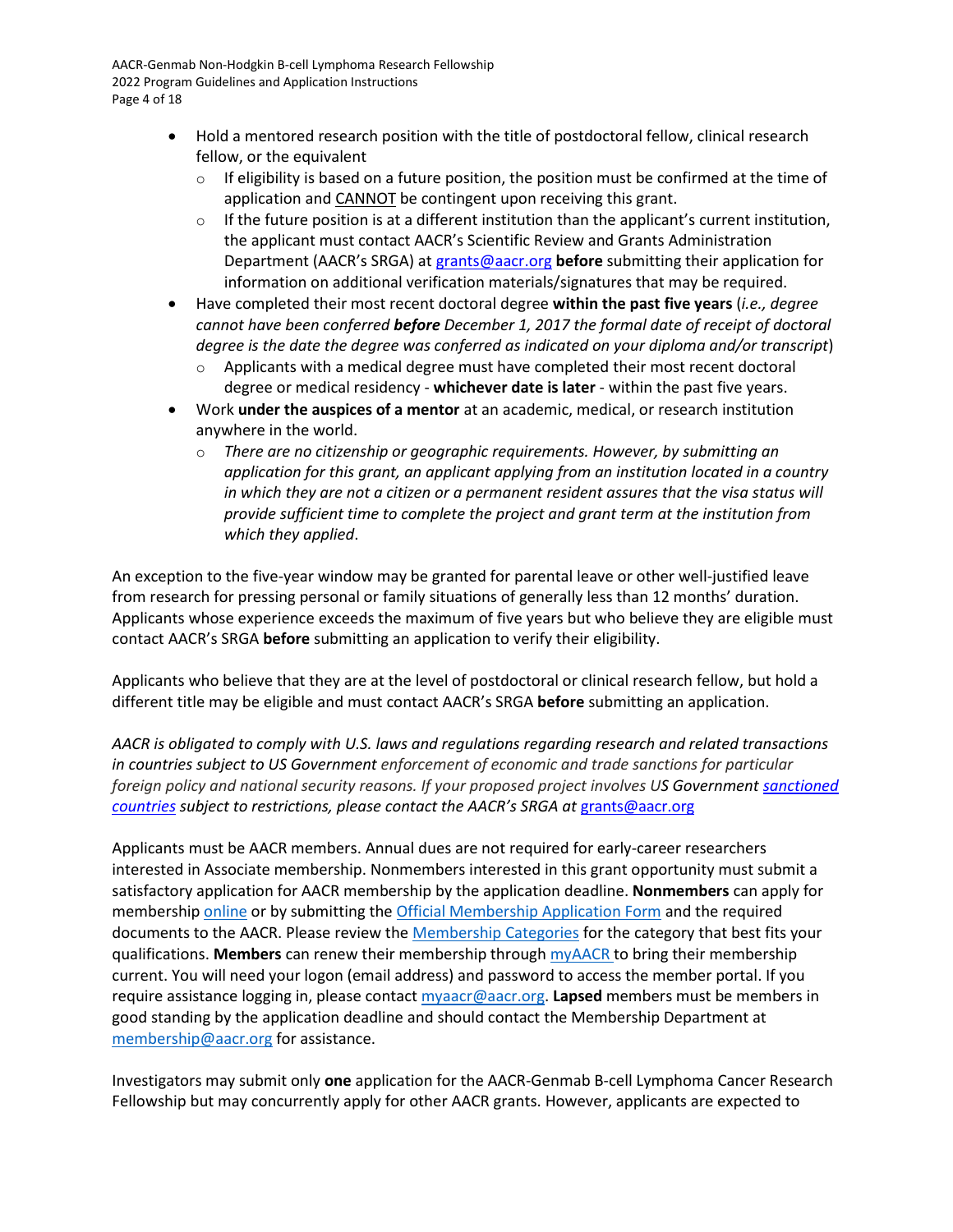- Hold a mentored research position with the title of postdoctoral fellow, clinical research fellow, or the equivalent
  - If eligibility is based on a future position, the position must be confirmed at the time of application and CANNOT be contingent upon receiving this grant.
  - If the future position is at a different institution than the applicant's current institution, the applicant must contact AACR's Scientific Review and Grants Administration Department (AACR's SRGA) at grants@aacr.org **before** submitting their application for information on additional verification materials/signatures that may be required.
- Have completed their most recent doctoral degree **within the past five years** (*i.e., degree cannot have been conferred **before** December 1, 2017 the formal date of receipt of doctoral degree is the date the degree was conferred as indicated on your diploma and/or transcript*)
  - Applicants with a medical degree must have completed their most recent doctoral degree or medical residency - **whichever date is later** - within the past five years.
- Work **under the auspices of a mentor** at an academic, medical, or research institution anywhere in the world.
  - *There are no citizenship or geographic requirements. However, by submitting an application for this grant, an applicant applying from an institution located in a country in which they are not a citizen or a permanent resident assures that the visa status will provide sufficient time to complete the project and grant term at the institution from which they applied*.

An exception to the five-year window may be granted for parental leave or other well-justified leave from research for pressing personal or family situations of generally less than 12 months' duration. Applicants whose experience exceeds the maximum of five years but who believe they are eligible must contact AACR's SRGA **before** submitting an application to verify their eligibility.

Applicants who believe that they are at the level of postdoctoral or clinical research fellow, but hold a different title may be eligible and must contact AACR's SRGA **before** submitting an application.

*AACR is obligated to comply with U.S. laws and regulations regarding research and related transactions in countries subject to US Government enforcement of economic and trade sanctions for particular foreign policy and national security reasons. If your proposed project involves US Government sanctioned countries subject to restrictions, please contact the AACR's SRGA at* grants@aacr.org

Applicants must be AACR members. Annual dues are not required for early-career researchers interested in Associate membership. Nonmembers interested in this grant opportunity must submit a satisfactory application for AACR membership by the application deadline. **Nonmembers** can apply for membership online or by submitting the Official Membership Application Form and the required documents to the AACR. Please review the Membership Categories for the category that best fits your qualifications. **Members** can renew their membership through myAACR to bring their membership current. You will need your logon (email address) and password to access the member portal. If you require assistance logging in, please contact myaacr@aacr.org. **Lapsed** members must be members in good standing by the application deadline and should contact the Membership Department at membership@aacr.org for assistance.

Investigators may submit only **one** application for the AACR-Genmab B-cell Lymphoma Cancer Research Fellowship but may concurrently apply for other AACR grants. However, applicants are expected to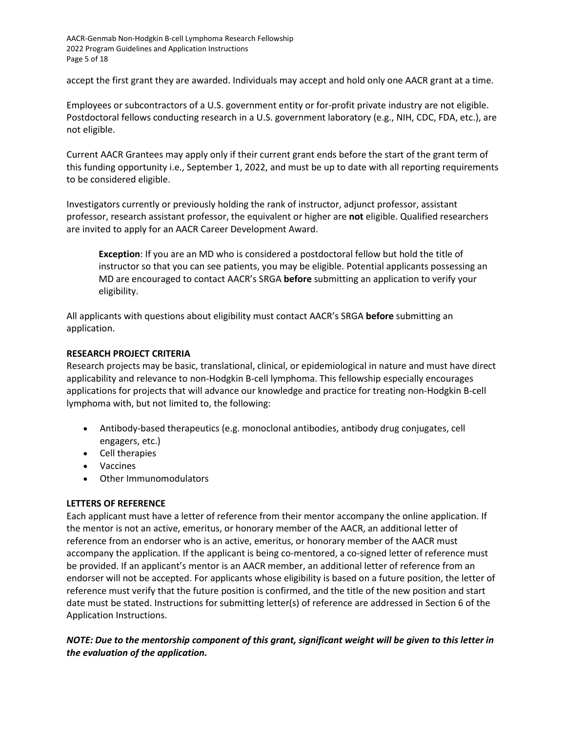accept the first grant they are awarded. Individuals may accept and hold only one AACR grant at a time.

Employees or subcontractors of a U.S. government entity or for-profit private industry are not eligible. Postdoctoral fellows conducting research in a U.S. government laboratory (e.g., NIH, CDC, FDA, etc.), are not eligible.

Current AACR Grantees may apply only if their current grant ends before the start of the grant term of this funding opportunity i.e., September 1, 2022, and must be up to date with all reporting requirements to be considered eligible.

Investigators currently or previously holding the rank of instructor, adjunct professor, assistant professor, research assistant professor, the equivalent or higher are **not** eligible. Qualified researchers are invited to apply for an AACR Career Development Award.

> **Exception**: If you are an MD who is considered a postdoctoral fellow but hold the title of instructor so that you can see patients, you may be eligible. Potential applicants possessing an MD are encouraged to contact AACR's SRGA **before** submitting an application to verify your eligibility.

All applicants with questions about eligibility must contact AACR's SRGA **before** submitting an application.

**RESEARCH PROJECT CRITERIA**

Research projects may be basic, translational, clinical, or epidemiological in nature and must have direct applicability and relevance to non-Hodgkin B-cell lymphoma. This fellowship especially encourages applications for projects that will advance our knowledge and practice for treating non-Hodgkin B-cell lymphoma with, but not limited to, the following:

- Antibody-based therapeutics (e.g. monoclonal antibodies, antibody drug conjugates, cell engagers, etc.)
- Cell therapies
- Vaccines
- Other Immunomodulators

**LETTERS OF REFERENCE**

Each applicant must have a letter of reference from their mentor accompany the online application. If the mentor is not an active, emeritus, or honorary member of the AACR, an additional letter of reference from an endorser who is an active, emeritus, or honorary member of the AACR must accompany the application. If the applicant is being co-mentored, a co-signed letter of reference must be provided. If an applicant's mentor is an AACR member, an additional letter of reference from an endorser will not be accepted. For applicants whose eligibility is based on a future position, the letter of reference must verify that the future position is confirmed, and the title of the new position and start date must be stated. Instructions for submitting letter(s) of reference are addressed in Section 6 of the Application Instructions.

***NOTE: Due to the mentorship component of this grant, significant weight will be given to this letter in the evaluation of the application.***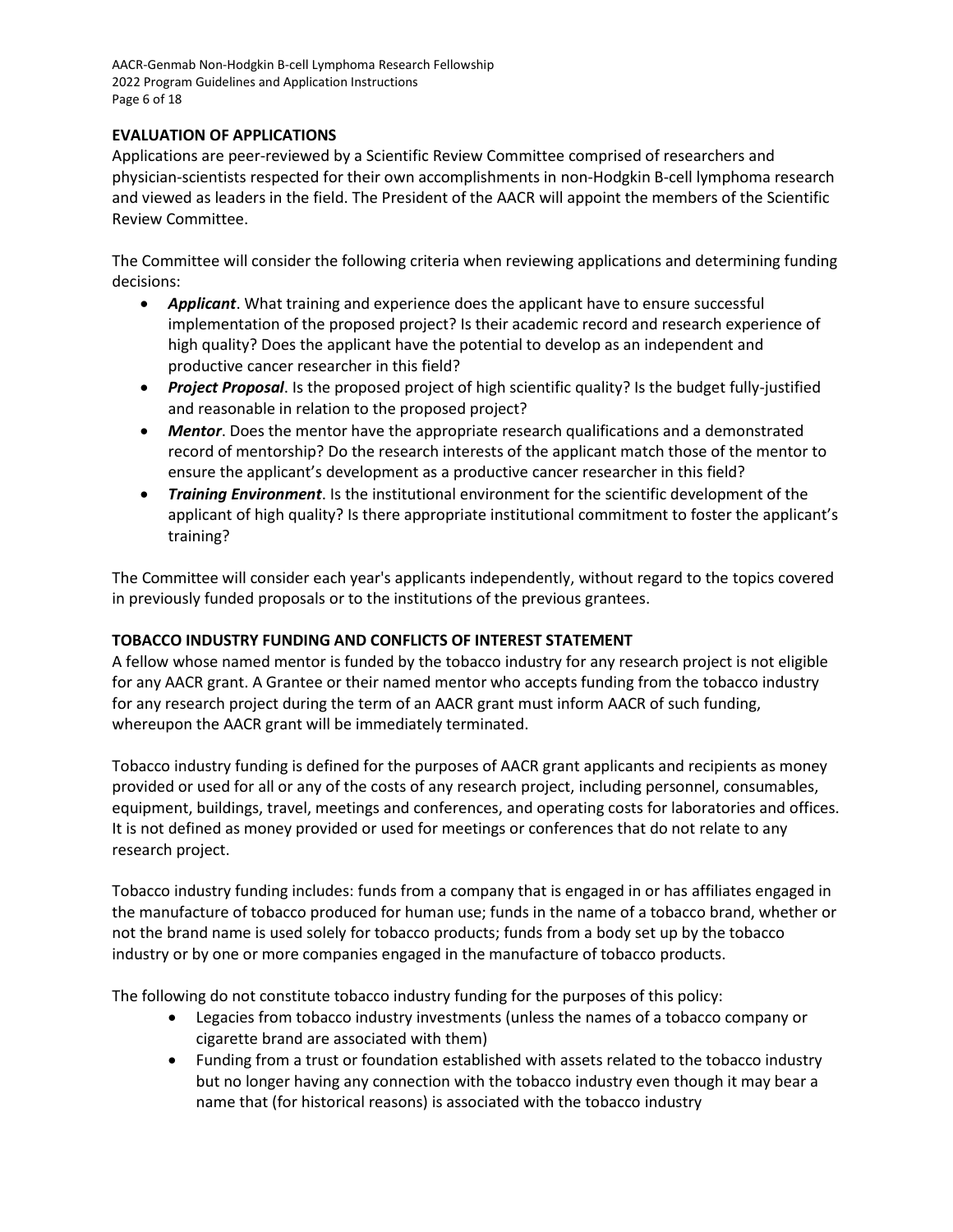## EVALUATION OF APPLICATIONS

Applications are peer-reviewed by a Scientific Review Committee comprised of researchers and physician-scientists respected for their own accomplishments in non-Hodgkin B-cell lymphoma research and viewed as leaders in the field. The President of the AACR will appoint the members of the Scientific Review Committee.

The Committee will consider the following criteria when reviewing applications and determining funding decisions:

- ***Applicant***. What training and experience does the applicant have to ensure successful implementation of the proposed project? Is their academic record and research experience of high quality? Does the applicant have the potential to develop as an independent and productive cancer researcher in this field?
- ***Project Proposal***. Is the proposed project of high scientific quality? Is the budget fully-justified and reasonable in relation to the proposed project?
- ***Mentor***. Does the mentor have the appropriate research qualifications and a demonstrated record of mentorship? Do the research interests of the applicant match those of the mentor to ensure the applicant's development as a productive cancer researcher in this field?
- ***Training Environment***. Is the institutional environment for the scientific development of the applicant of high quality? Is there appropriate institutional commitment to foster the applicant's training?

The Committee will consider each year's applicants independently, without regard to the topics covered in previously funded proposals or to the institutions of the previous grantees.

## TOBACCO INDUSTRY FUNDING AND CONFLICTS OF INTEREST STATEMENT

A fellow whose named mentor is funded by the tobacco industry for any research project is not eligible for any AACR grant. A Grantee or their named mentor who accepts funding from the tobacco industry for any research project during the term of an AACR grant must inform AACR of such funding, whereupon the AACR grant will be immediately terminated.

Tobacco industry funding is defined for the purposes of AACR grant applicants and recipients as money provided or used for all or any of the costs of any research project, including personnel, consumables, equipment, buildings, travel, meetings and conferences, and operating costs for laboratories and offices. It is not defined as money provided or used for meetings or conferences that do not relate to any research project.

Tobacco industry funding includes: funds from a company that is engaged in or has affiliates engaged in the manufacture of tobacco produced for human use; funds in the name of a tobacco brand, whether or not the brand name is used solely for tobacco products; funds from a body set up by the tobacco industry or by one or more companies engaged in the manufacture of tobacco products.

The following do not constitute tobacco industry funding for the purposes of this policy:

- Legacies from tobacco industry investments (unless the names of a tobacco company or cigarette brand are associated with them)
- Funding from a trust or foundation established with assets related to the tobacco industry but no longer having any connection with the tobacco industry even though it may bear a name that (for historical reasons) is associated with the tobacco industry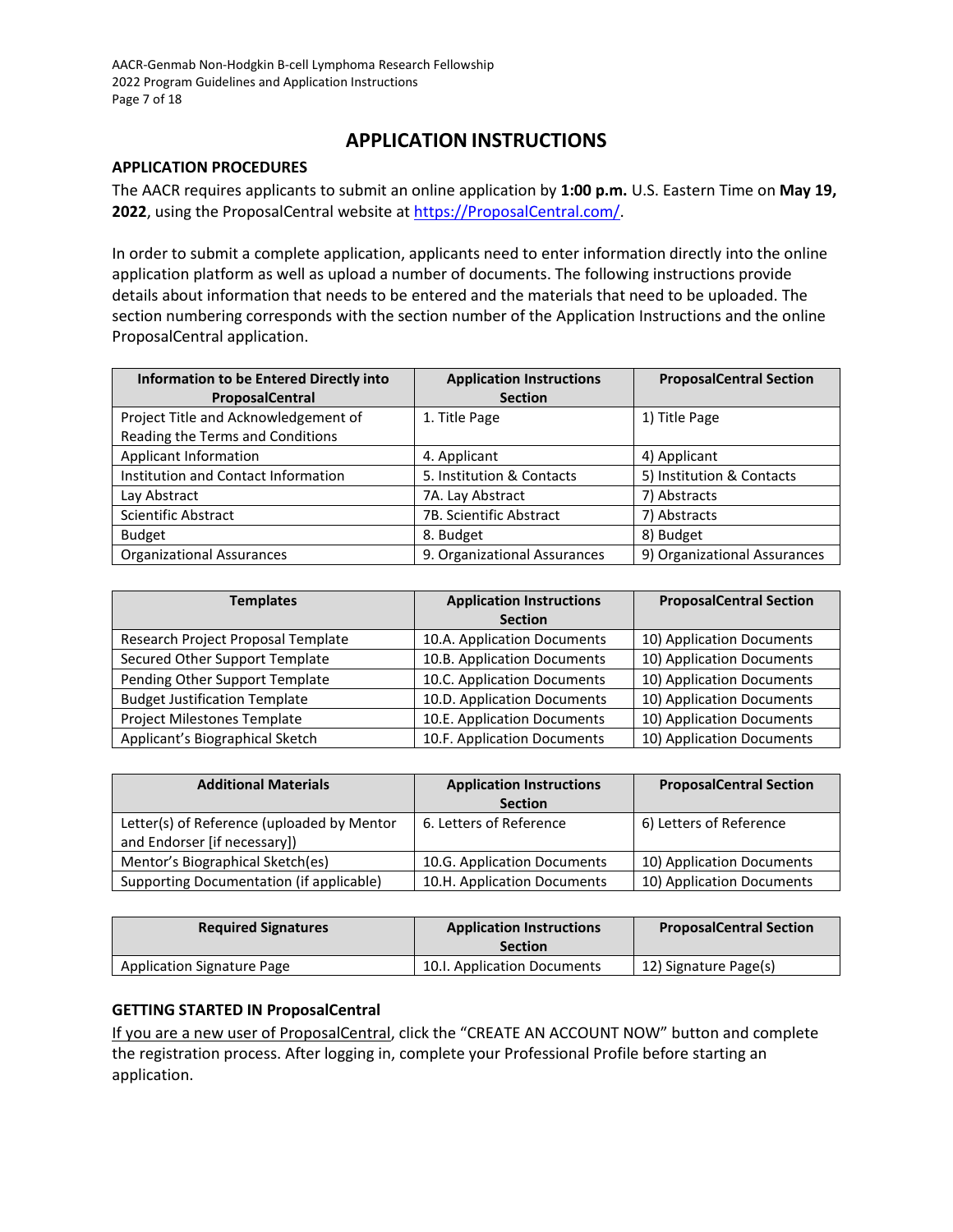# APPLICATION INSTRUCTIONS

## APPLICATION PROCEDURES

The AACR requires applicants to submit an online application by **1:00 p.m.** U.S. Eastern Time on **May 19, 2022**, using the ProposalCentral website at https://ProposalCentral.com/.

In order to submit a complete application, applicants need to enter information directly into the online application platform as well as upload a number of documents. The following instructions provide details about information that needs to be entered and the materials that need to be uploaded. The section numbering corresponds with the section number of the Application Instructions and the online ProposalCentral application.

| Information to be Entered Directly into ProposalCentral | Application Instructions Section | ProposalCentral Section |
|---|---|---|
| Project Title and Acknowledgement of Reading the Terms and Conditions | 1. Title Page | 1) Title Page |
| Applicant Information | 4. Applicant | 4) Applicant |
| Institution and Contact Information | 5. Institution & Contacts | 5) Institution & Contacts |
| Lay Abstract | 7A. Lay Abstract | 7) Abstracts |
| Scientific Abstract | 7B. Scientific Abstract | 7) Abstracts |
| Budget | 8. Budget | 8) Budget |
| Organizational Assurances | 9. Organizational Assurances | 9) Organizational Assurances |

| Templates | Application Instructions Section | ProposalCentral Section |
|---|---|---|
| Research Project Proposal Template | 10.A. Application Documents | 10) Application Documents |
| Secured Other Support Template | 10.B. Application Documents | 10) Application Documents |
| Pending Other Support Template | 10.C. Application Documents | 10) Application Documents |
| Budget Justification Template | 10.D. Application Documents | 10) Application Documents |
| Project Milestones Template | 10.E. Application Documents | 10) Application Documents |
| Applicant's Biographical Sketch | 10.F. Application Documents | 10) Application Documents |

| Additional Materials | Application Instructions Section | ProposalCentral Section |
|---|---|---|
| Letter(s) of Reference (uploaded by Mentor and Endorser [if necessary]) | 6. Letters of Reference | 6) Letters of Reference |
| Mentor's Biographical Sketch(es) | 10.G. Application Documents | 10) Application Documents |
| Supporting Documentation (if applicable) | 10.H. Application Documents | 10) Application Documents |

| Required Signatures | Application Instructions Section | ProposalCentral Section |
|---|---|---|
| Application Signature Page | 10.I. Application Documents | 12) Signature Page(s) |

## GETTING STARTED IN ProposalCentral

If you are a new user of ProposalCentral, click the "CREATE AN ACCOUNT NOW" button and complete the registration process. After logging in, complete your Professional Profile before starting an application.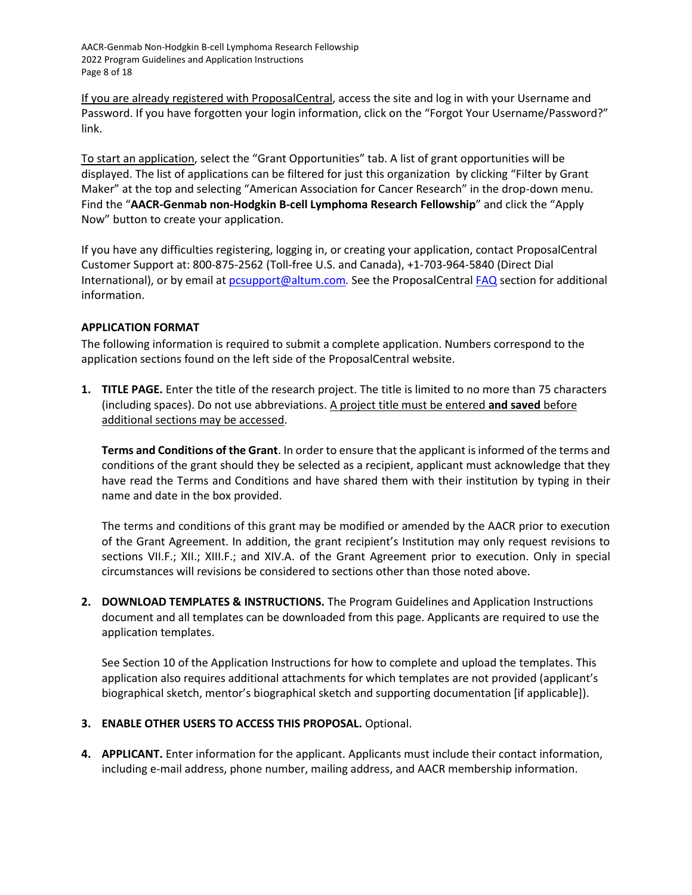If you are already registered with ProposalCentral, access the site and log in with your Username and Password. If you have forgotten your login information, click on the "Forgot Your Username/Password?" link.

To start an application, select the "Grant Opportunities" tab. A list of grant opportunities will be displayed. The list of applications can be filtered for just this organization by clicking "Filter by Grant Maker" at the top and selecting "American Association for Cancer Research" in the drop-down menu. Find the "**AACR-Genmab non-Hodgkin B-cell Lymphoma Research Fellowship**" and click the "Apply Now" button to create your application.

If you have any difficulties registering, logging in, or creating your application, contact ProposalCentral Customer Support at: 800-875-2562 (Toll-free U.S. and Canada), +1-703-964-5840 (Direct Dial International), or by email at pcsupport@altum.com. See the ProposalCentral FAQ section for additional information.

**APPLICATION FORMAT**

The following information is required to submit a complete application. Numbers correspond to the application sections found on the left side of the ProposalCentral website.

1. **TITLE PAGE.** Enter the title of the research project. The title is limited to no more than 75 characters (including spaces). Do not use abbreviations. A project title must be entered **and saved** before additional sections may be accessed.

   **Terms and Conditions of the Grant**. In order to ensure that the applicant is informed of the terms and conditions of the grant should they be selected as a recipient, applicant must acknowledge that they have read the Terms and Conditions and have shared them with their institution by typing in their name and date in the box provided.

   The terms and conditions of this grant may be modified or amended by the AACR prior to execution of the Grant Agreement. In addition, the grant recipient's Institution may only request revisions to sections VII.F.; XII.; XIII.F.; and XIV.A. of the Grant Agreement prior to execution. Only in special circumstances will revisions be considered to sections other than those noted above.

2. **DOWNLOAD TEMPLATES & INSTRUCTIONS.** The Program Guidelines and Application Instructions document and all templates can be downloaded from this page. Applicants are required to use the application templates.

   See Section 10 of the Application Instructions for how to complete and upload the templates. This application also requires additional attachments for which templates are not provided (applicant's biographical sketch, mentor's biographical sketch and supporting documentation [if applicable]).

3. **ENABLE OTHER USERS TO ACCESS THIS PROPOSAL.** Optional.

4. **APPLICANT.** Enter information for the applicant. Applicants must include their contact information, including e-mail address, phone number, mailing address, and AACR membership information.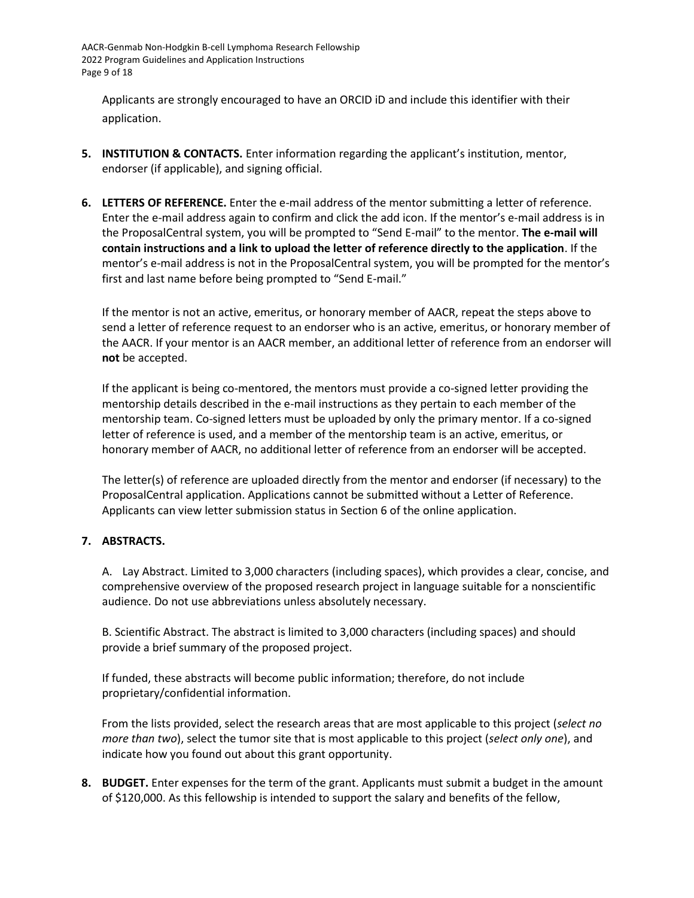Applicants are strongly encouraged to have an ORCID iD and include this identifier with their application.

5. **INSTITUTION & CONTACTS.** Enter information regarding the applicant's institution, mentor, endorser (if applicable), and signing official.

6. **LETTERS OF REFERENCE.** Enter the e-mail address of the mentor submitting a letter of reference. Enter the e-mail address again to confirm and click the add icon. If the mentor's e-mail address is in the ProposalCentral system, you will be prompted to "Send E-mail" to the mentor. **The e-mail will contain instructions and a link to upload the letter of reference directly to the application**. If the mentor's e-mail address is not in the ProposalCentral system, you will be prompted for the mentor's first and last name before being prompted to "Send E-mail."

   If the mentor is not an active, emeritus, or honorary member of AACR, repeat the steps above to send a letter of reference request to an endorser who is an active, emeritus, or honorary member of the AACR. If your mentor is an AACR member, an additional letter of reference from an endorser will **not** be accepted.

   If the applicant is being co-mentored, the mentors must provide a co-signed letter providing the mentorship details described in the e-mail instructions as they pertain to each member of the mentorship team. Co-signed letters must be uploaded by only the primary mentor. If a co-signed letter of reference is used, and a member of the mentorship team is an active, emeritus, or honorary member of AACR, no additional letter of reference from an endorser will be accepted.

   The letter(s) of reference are uploaded directly from the mentor and endorser (if necessary) to the ProposalCentral application. Applications cannot be submitted without a Letter of Reference. Applicants can view letter submission status in Section 6 of the online application.

7. **ABSTRACTS.**

   A. Lay Abstract. Limited to 3,000 characters (including spaces), which provides a clear, concise, and comprehensive overview of the proposed research project in language suitable for a nonscientific audience. Do not use abbreviations unless absolutely necessary.

   B. Scientific Abstract. The abstract is limited to 3,000 characters (including spaces) and should provide a brief summary of the proposed project.

   If funded, these abstracts will become public information; therefore, do not include proprietary/confidential information.

   From the lists provided, select the research areas that are most applicable to this project (*select no more than two*), select the tumor site that is most applicable to this project (*select only one*), and indicate how you found out about this grant opportunity.

8. **BUDGET.** Enter expenses for the term of the grant. Applicants must submit a budget in the amount of $120,000. As this fellowship is intended to support the salary and benefits of the fellow,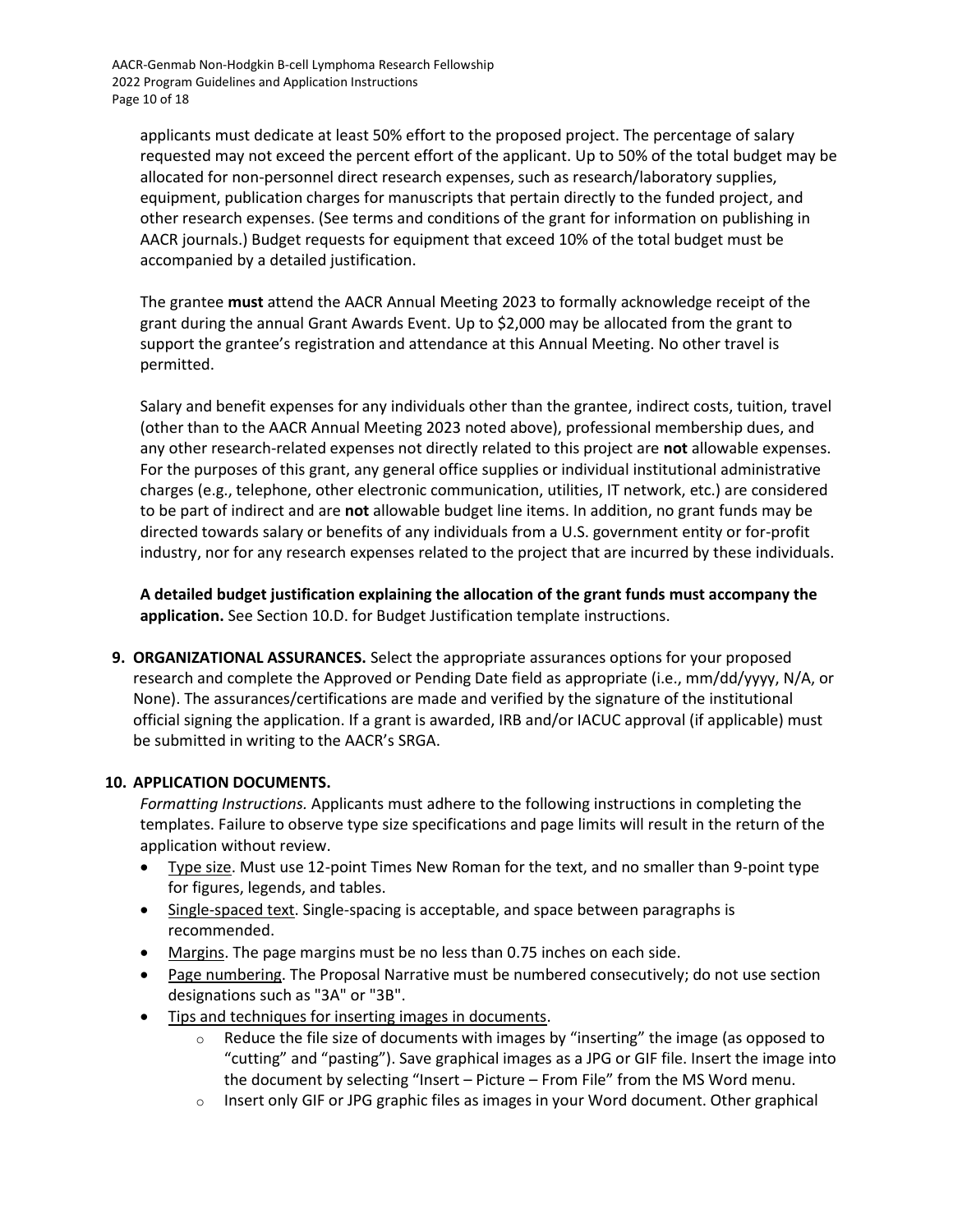applicants must dedicate at least 50% effort to the proposed project. The percentage of salary requested may not exceed the percent effort of the applicant. Up to 50% of the total budget may be allocated for non-personnel direct research expenses, such as research/laboratory supplies, equipment, publication charges for manuscripts that pertain directly to the funded project, and other research expenses. (See terms and conditions of the grant for information on publishing in AACR journals.) Budget requests for equipment that exceed 10% of the total budget must be accompanied by a detailed justification.

The grantee **must** attend the AACR Annual Meeting 2023 to formally acknowledge receipt of the grant during the annual Grant Awards Event. Up to $2,000 may be allocated from the grant to support the grantee's registration and attendance at this Annual Meeting. No other travel is permitted.

Salary and benefit expenses for any individuals other than the grantee, indirect costs, tuition, travel (other than to the AACR Annual Meeting 2023 noted above), professional membership dues, and any other research-related expenses not directly related to this project are **not** allowable expenses. For the purposes of this grant, any general office supplies or individual institutional administrative charges (e.g., telephone, other electronic communication, utilities, IT network, etc.) are considered to be part of indirect and are **not** allowable budget line items. In addition, no grant funds may be directed towards salary or benefits of any individuals from a U.S. government entity or for-profit industry, nor for any research expenses related to the project that are incurred by these individuals.

**A detailed budget justification explaining the allocation of the grant funds must accompany the application.** See Section 10.D. for Budget Justification template instructions.

9. **ORGANIZATIONAL ASSURANCES.** Select the appropriate assurances options for your proposed research and complete the Approved or Pending Date field as appropriate (i.e., mm/dd/yyyy, N/A, or None). The assurances/certifications are made and verified by the signature of the institutional official signing the application. If a grant is awarded, IRB and/or IACUC approval (if applicable) must be submitted in writing to the AACR's SRGA.

10. **APPLICATION DOCUMENTS.**

    *Formatting Instructions.* Applicants must adhere to the following instructions in completing the templates. Failure to observe type size specifications and page limits will result in the return of the application without review.

    - Type size. Must use 12-point Times New Roman for the text, and no smaller than 9-point type for figures, legends, and tables.
    - Single-spaced text. Single-spacing is acceptable, and space between paragraphs is recommended.
    - Margins. The page margins must be no less than 0.75 inches on each side.
    - Page numbering. The Proposal Narrative must be numbered consecutively; do not use section designations such as "3A" or "3B".
    - Tips and techniques for inserting images in documents.
        - Reduce the file size of documents with images by "inserting" the image (as opposed to "cutting" and "pasting"). Save graphical images as a JPG or GIF file. Insert the image into the document by selecting "Insert – Picture – From File" from the MS Word menu.
        - Insert only GIF or JPG graphic files as images in your Word document. Other graphical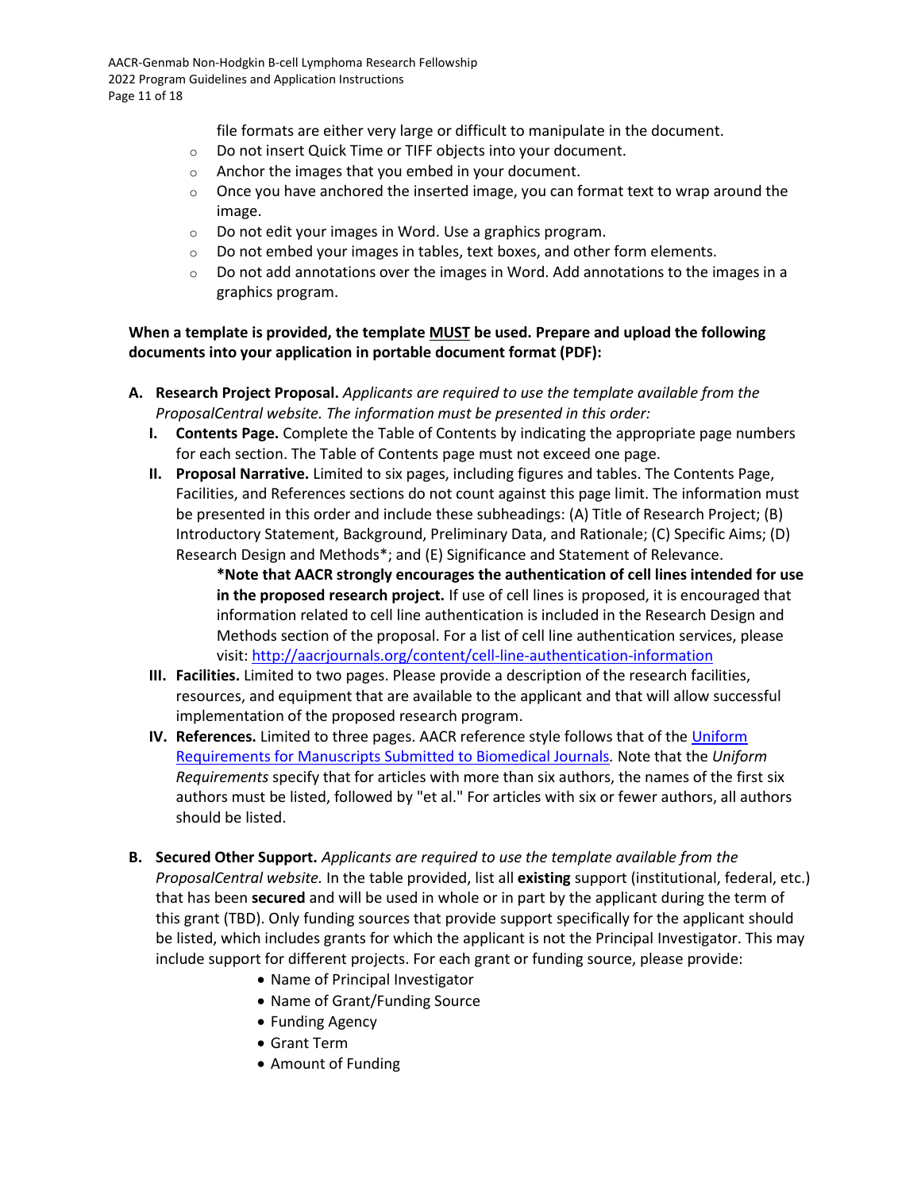file formats are either very large or difficult to manipulate in the document.

- Do not insert Quick Time or TIFF objects into your document.
- Anchor the images that you embed in your document.
- Once you have anchored the inserted image, you can format text to wrap around the image.
- Do not edit your images in Word. Use a graphics program.
- Do not embed your images in tables, text boxes, and other form elements.
- Do not add annotations over the images in Word. Add annotations to the images in a graphics program.

**When a template is provided, the template MUST be used. Prepare and upload the following documents into your application in portable document format (PDF):**

**A. Research Project Proposal.** *Applicants are required to use the template available from the ProposalCentral website. The information must be presented in this order:*

**I. Contents Page.** Complete the Table of Contents by indicating the appropriate page numbers for each section. The Table of Contents page must not exceed one page.

**II. Proposal Narrative.** Limited to six pages, including figures and tables. The Contents Page, Facilities, and References sections do not count against this page limit. The information must be presented in this order and include these subheadings: (A) Title of Research Project; (B) Introductory Statement, Background, Preliminary Data, and Rationale; (C) Specific Aims; (D) Research Design and Methods*; and (E) Significance and Statement of Relevance.

**\*Note that AACR strongly encourages the authentication of cell lines intended for use in the proposed research project.** If use of cell lines is proposed, it is encouraged that information related to cell line authentication is included in the Research Design and Methods section of the proposal. For a list of cell line authentication services, please visit: http://aacrjournals.org/content/cell-line-authentication-information

**III. Facilities.** Limited to two pages. Please provide a description of the research facilities, resources, and equipment that are available to the applicant and that will allow successful implementation of the proposed research program.

**IV. References.** Limited to three pages. AACR reference style follows that of the Uniform Requirements for Manuscripts Submitted to Biomedical Journals*.* Note that the *Uniform Requirements* specify that for articles with more than six authors, the names of the first six authors must be listed, followed by "et al." For articles with six or fewer authors, all authors should be listed.

**B. Secured Other Support.** *Applicants are required to use the template available from the ProposalCentral website.* In the table provided, list all **existing** support (institutional, federal, etc.) that has been **secured** and will be used in whole or in part by the applicant during the term of this grant (TBD). Only funding sources that provide support specifically for the applicant should be listed, which includes grants for which the applicant is not the Principal Investigator. This may include support for different projects. For each grant or funding source, please provide:

- Name of Principal Investigator
- Name of Grant/Funding Source
- Funding Agency
- Grant Term
- Amount of Funding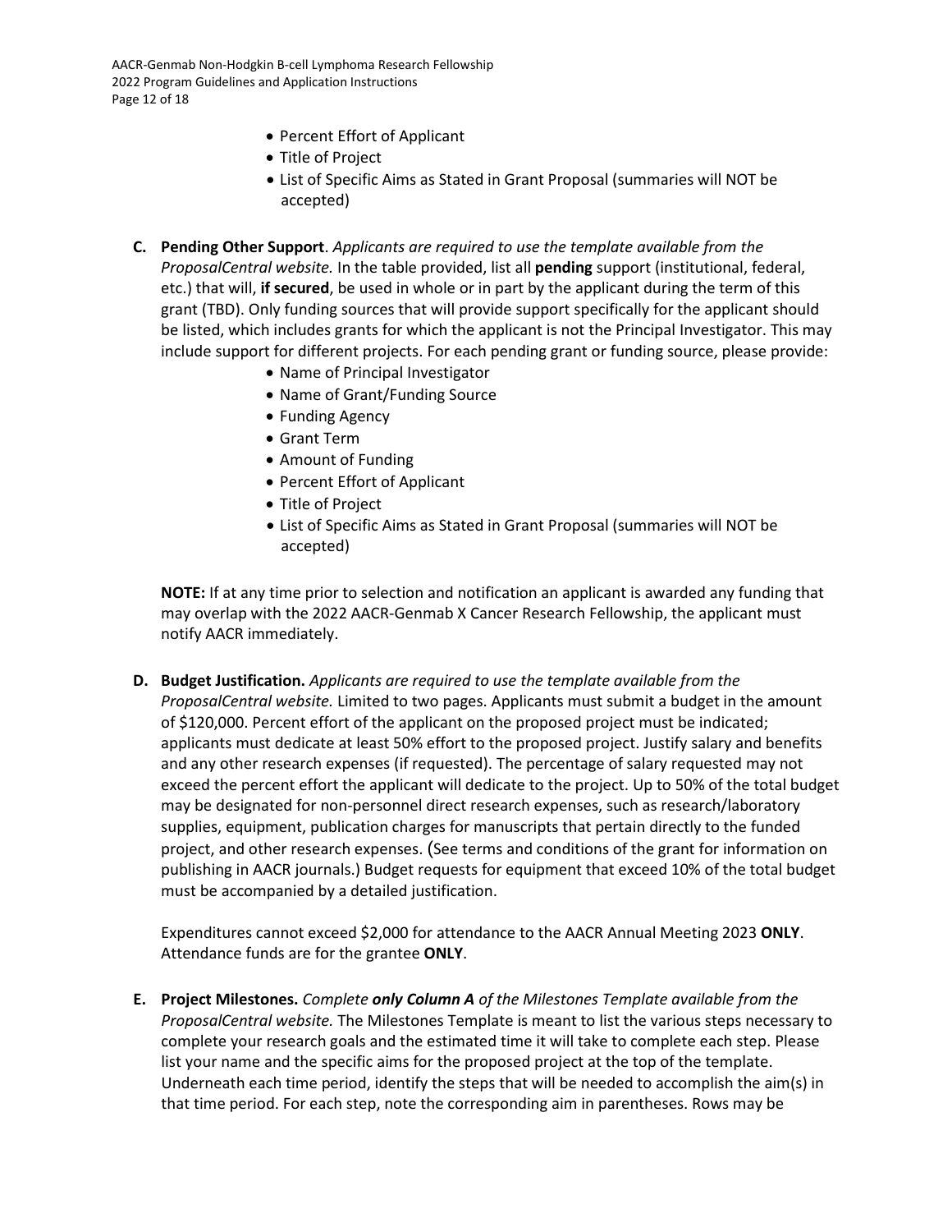- Percent Effort of Applicant
- Title of Project
- List of Specific Aims as Stated in Grant Proposal (summaries will NOT be accepted)

**C. Pending Other Support**. *Applicants are required to use the template available from the ProposalCentral website.* In the table provided, list all **pending** support (institutional, federal, etc.) that will, **if secured**, be used in whole or in part by the applicant during the term of this grant (TBD). Only funding sources that will provide support specifically for the applicant should be listed, which includes grants for which the applicant is not the Principal Investigator. This may include support for different projects. For each pending grant or funding source, please provide:

- Name of Principal Investigator
- Name of Grant/Funding Source
- Funding Agency
- Grant Term
- Amount of Funding
- Percent Effort of Applicant
- Title of Project
- List of Specific Aims as Stated in Grant Proposal (summaries will NOT be accepted)

**NOTE:** If at any time prior to selection and notification an applicant is awarded any funding that may overlap with the 2022 AACR-Genmab X Cancer Research Fellowship, the applicant must notify AACR immediately.

**D. Budget Justification.** *Applicants are required to use the template available from the ProposalCentral website.* Limited to two pages. Applicants must submit a budget in the amount of $120,000. Percent effort of the applicant on the proposed project must be indicated; applicants must dedicate at least 50% effort to the proposed project. Justify salary and benefits and any other research expenses (if requested). The percentage of salary requested may not exceed the percent effort the applicant will dedicate to the project. Up to 50% of the total budget may be designated for non-personnel direct research expenses, such as research/laboratory supplies, equipment, publication charges for manuscripts that pertain directly to the funded project, and other research expenses. (See terms and conditions of the grant for information on publishing in AACR journals.) Budget requests for equipment that exceed 10% of the total budget must be accompanied by a detailed justification.

Expenditures cannot exceed $2,000 for attendance to the AACR Annual Meeting 2023 **ONLY**. Attendance funds are for the grantee **ONLY**.

**E. Project Milestones.** *Complete **only Column A** of the Milestones Template available from the ProposalCentral website.* The Milestones Template is meant to list the various steps necessary to complete your research goals and the estimated time it will take to complete each step. Please list your name and the specific aims for the proposed project at the top of the template. Underneath each time period, identify the steps that will be needed to accomplish the aim(s) in that time period. For each step, note the corresponding aim in parentheses. Rows may be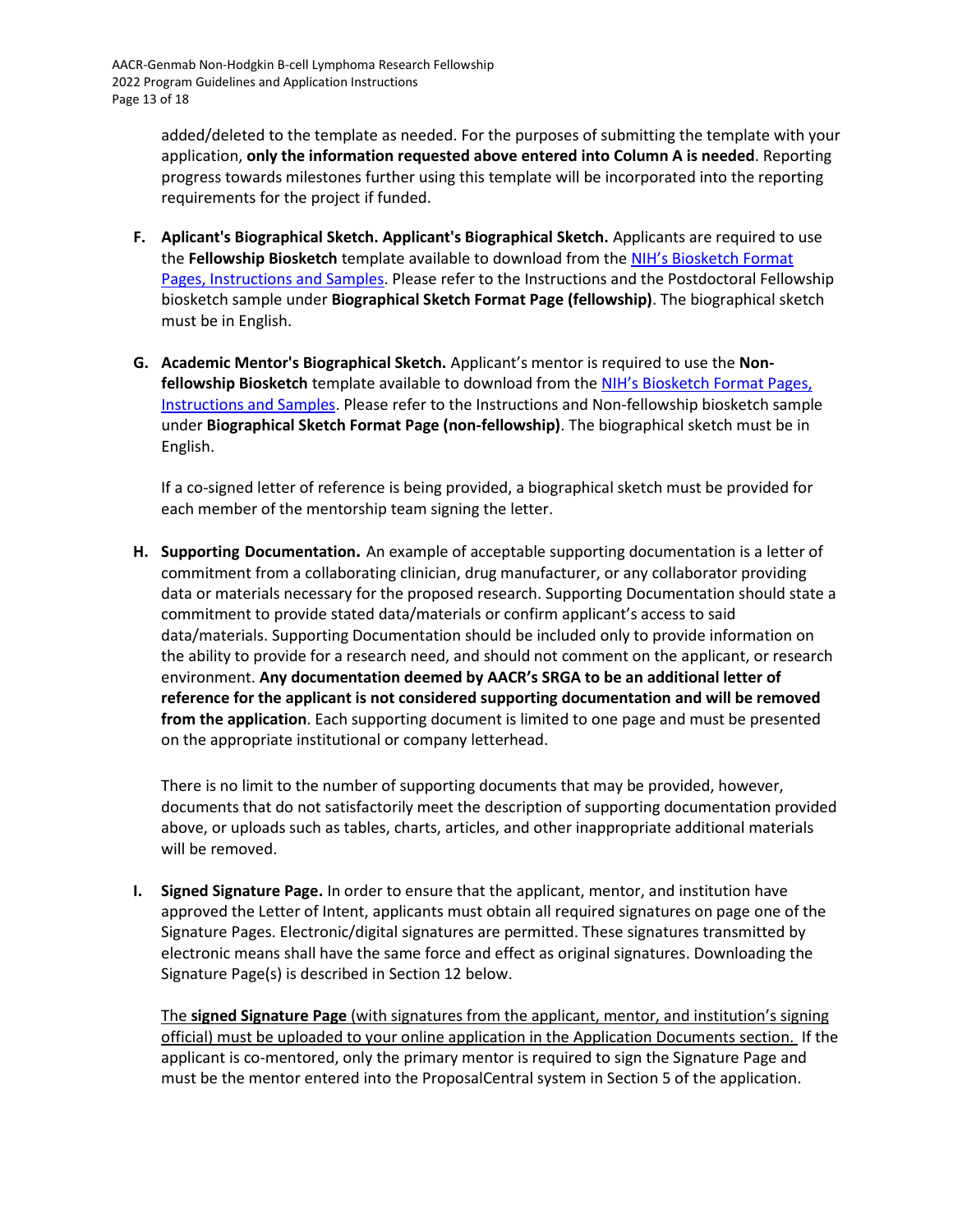added/deleted to the template as needed. For the purposes of submitting the template with your application, **only the information requested above entered into Column A is needed**. Reporting progress towards milestones further using this template will be incorporated into the reporting requirements for the project if funded.

F. **Aplicant's Biographical Sketch. Applicant's Biographical Sketch.** Applicants are required to use the **Fellowship Biosketch** template available to download from the [NIH's Biosketch Format Pages, Instructions and Samples](). Please refer to the Instructions and the Postdoctoral Fellowship biosketch sample under **Biographical Sketch Format Page (fellowship)**. The biographical sketch must be in English.

G. **Academic Mentor's Biographical Sketch.** Applicant's mentor is required to use the **Non-fellowship Biosketch** template available to download from the [NIH's Biosketch Format Pages, Instructions and Samples](). Please refer to the Instructions and Non-fellowship biosketch sample under **Biographical Sketch Format Page (non-fellowship)**. The biographical sketch must be in English.

   If a co-signed letter of reference is being provided, a biographical sketch must be provided for each member of the mentorship team signing the letter.

H. **Supporting Documentation.** An example of acceptable supporting documentation is a letter of commitment from a collaborating clinician, drug manufacturer, or any collaborator providing data or materials necessary for the proposed research. Supporting Documentation should state a commitment to provide stated data/materials or confirm applicant's access to said data/materials. Supporting Documentation should be included only to provide information on the ability to provide for a research need, and should not comment on the applicant, or research environment. **Any documentation deemed by AACR's SRGA to be an additional letter of reference for the applicant is not considered supporting documentation and will be removed from the application**. Each supporting document is limited to one page and must be presented on the appropriate institutional or company letterhead.

   There is no limit to the number of supporting documents that may be provided, however, documents that do not satisfactorily meet the description of supporting documentation provided above, or uploads such as tables, charts, articles, and other inappropriate additional materials will be removed.

I. **Signed Signature Page.** In order to ensure that the applicant, mentor, and institution have approved the Letter of Intent, applicants must obtain all required signatures on page one of the Signature Pages. Electronic/digital signatures are permitted. These signatures transmitted by electronic means shall have the same force and effect as original signatures. Downloading the Signature Page(s) is described in Section 12 below.

   The **signed Signature Page** (with signatures from the applicant, mentor, and institution's signing official) must be uploaded to your online application in the Application Documents section. If the applicant is co-mentored, only the primary mentor is required to sign the Signature Page and must be the mentor entered into the ProposalCentral system in Section 5 of the application.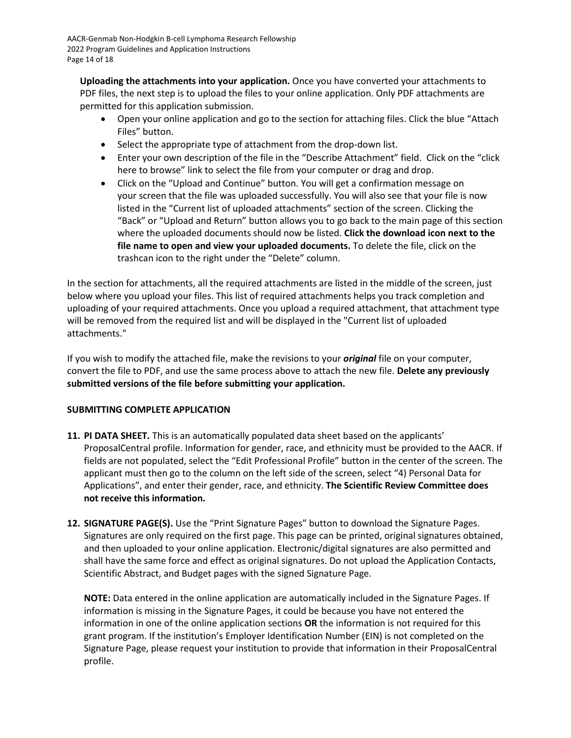**Uploading the attachments into your application.** Once you have converted your attachments to PDF files, the next step is to upload the files to your online application. Only PDF attachments are permitted for this application submission.

- Open your online application and go to the section for attaching files. Click the blue "Attach Files" button.
- Select the appropriate type of attachment from the drop-down list.
- Enter your own description of the file in the "Describe Attachment" field. Click on the "click here to browse" link to select the file from your computer or drag and drop.
- Click on the "Upload and Continue" button. You will get a confirmation message on your screen that the file was uploaded successfully. You will also see that your file is now listed in the "Current list of uploaded attachments" section of the screen. Clicking the "Back" or "Upload and Return" button allows you to go back to the main page of this section where the uploaded documents should now be listed. **Click the download icon next to the file name to open and view your uploaded documents.** To delete the file, click on the trashcan icon to the right under the "Delete" column.

In the section for attachments, all the required attachments are listed in the middle of the screen, just below where you upload your files. This list of required attachments helps you track completion and uploading of your required attachments. Once you upload a required attachment, that attachment type will be removed from the required list and will be displayed in the "Current list of uploaded attachments."

If you wish to modify the attached file, make the revisions to your ***original*** file on your computer, convert the file to PDF, and use the same process above to attach the new file. **Delete any previously submitted versions of the file before submitting your application.**

**SUBMITTING COMPLETE APPLICATION**

11. **PI DATA SHEET.** This is an automatically populated data sheet based on the applicants' ProposalCentral profile. Information for gender, race, and ethnicity must be provided to the AACR. If fields are not populated, select the "Edit Professional Profile" button in the center of the screen. The applicant must then go to the column on the left side of the screen, select "4) Personal Data for Applications", and enter their gender, race, and ethnicity. **The Scientific Review Committee does not receive this information.**

12. **SIGNATURE PAGE(S).** Use the "Print Signature Pages" button to download the Signature Pages. Signatures are only required on the first page. This page can be printed, original signatures obtained, and then uploaded to your online application. Electronic/digital signatures are also permitted and shall have the same force and effect as original signatures. Do not upload the Application Contacts, Scientific Abstract, and Budget pages with the signed Signature Page.

    **NOTE:** Data entered in the online application are automatically included in the Signature Pages. If information is missing in the Signature Pages, it could be because you have not entered the information in one of the online application sections **OR** the information is not required for this grant program. If the institution's Employer Identification Number (EIN) is not completed on the Signature Page, please request your institution to provide that information in their ProposalCentral profile.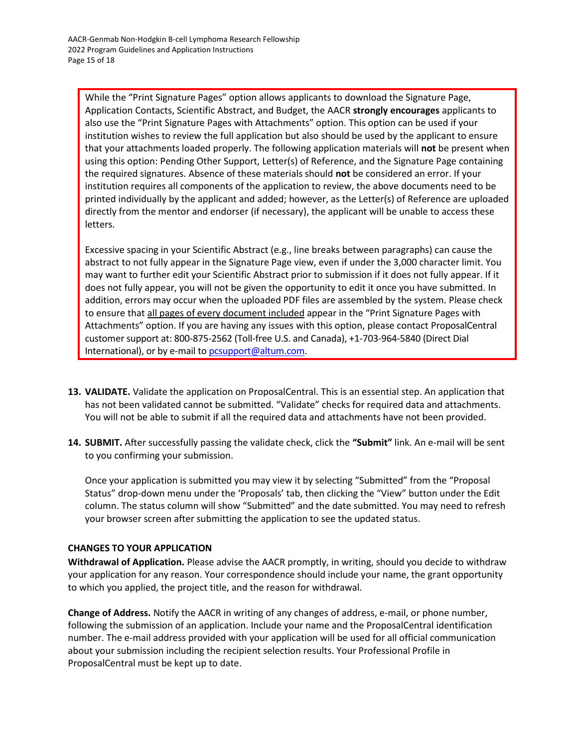While the "Print Signature Pages" option allows applicants to download the Signature Page, Application Contacts, Scientific Abstract, and Budget, the AACR **strongly encourages** applicants to also use the "Print Signature Pages with Attachments" option. This option can be used if your institution wishes to review the full application but also should be used by the applicant to ensure that your attachments loaded properly. The following application materials will **not** be present when using this option: Pending Other Support, Letter(s) of Reference, and the Signature Page containing the required signatures. Absence of these materials should **not** be considered an error. If your institution requires all components of the application to review, the above documents need to be printed individually by the applicant and added; however, as the Letter(s) of Reference are uploaded directly from the mentor and endorser (if necessary), the applicant will be unable to access these letters.

Excessive spacing in your Scientific Abstract (e.g., line breaks between paragraphs) can cause the abstract to not fully appear in the Signature Page view, even if under the 3,000 character limit. You may want to further edit your Scientific Abstract prior to submission if it does not fully appear. If it does not fully appear, you will not be given the opportunity to edit it once you have submitted. In addition, errors may occur when the uploaded PDF files are assembled by the system. Please check to ensure that <u>all pages of every document included</u> appear in the "Print Signature Pages with Attachments" option. If you are having any issues with this option, please contact ProposalCentral customer support at: 800-875-2562 (Toll-free U.S. and Canada), +1-703-964-5840 (Direct Dial International), or by e-mail to pcsupport@altum.com.

13. **VALIDATE.** Validate the application on ProposalCentral. This is an essential step. An application that has not been validated cannot be submitted. "Validate" checks for required data and attachments. You will not be able to submit if all the required data and attachments have not been provided.

14. **SUBMIT.** After successfully passing the validate check, click the **"Submit"** link. An e-mail will be sent to you confirming your submission.

    Once your application is submitted you may view it by selecting "Submitted" from the "Proposal Status" drop-down menu under the 'Proposals' tab, then clicking the "View" button under the Edit column. The status column will show "Submitted" and the date submitted. You may need to refresh your browser screen after submitting the application to see the updated status.

**CHANGES TO YOUR APPLICATION**

**Withdrawal of Application.** Please advise the AACR promptly, in writing, should you decide to withdraw your application for any reason. Your correspondence should include your name, the grant opportunity to which you applied, the project title, and the reason for withdrawal.

**Change of Address.** Notify the AACR in writing of any changes of address, e-mail, or phone number, following the submission of an application. Include your name and the ProposalCentral identification number. The e-mail address provided with your application will be used for all official communication about your submission including the recipient selection results. Your Professional Profile in ProposalCentral must be kept up to date.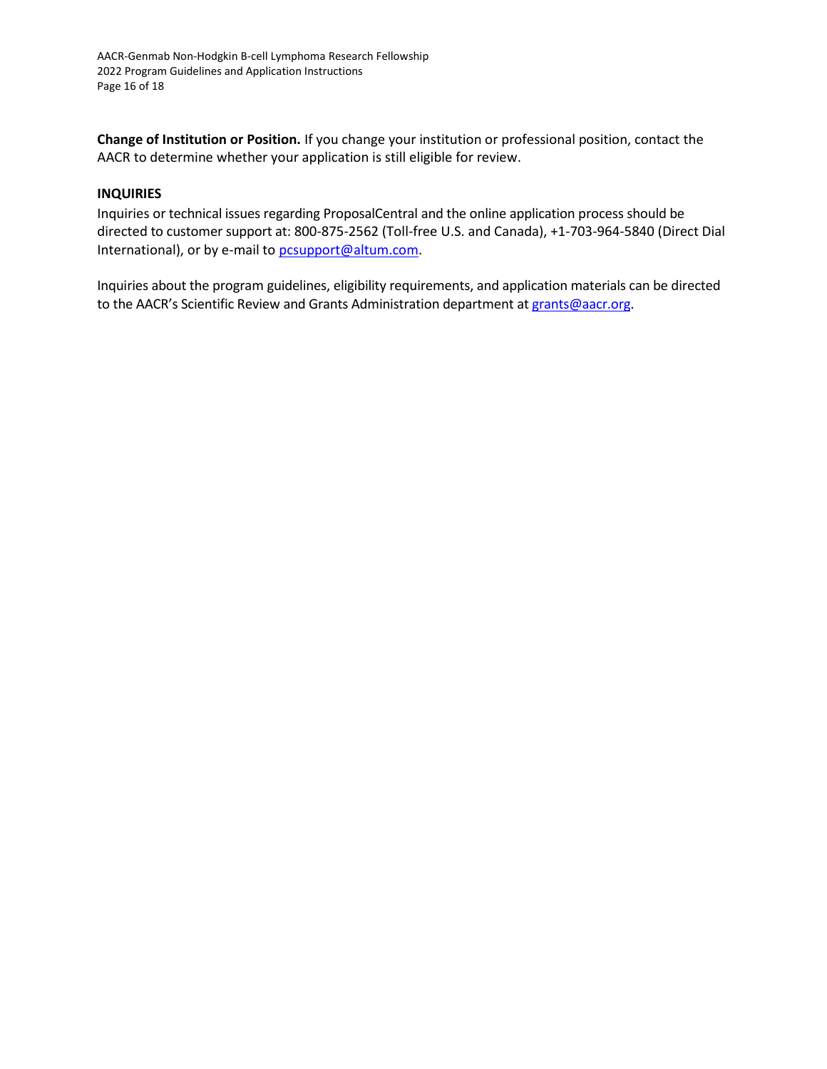**Change of Institution or Position.** If you change your institution or professional position, contact the AACR to determine whether your application is still eligible for review.

## INQUIRIES

Inquiries or technical issues regarding ProposalCentral and the online application process should be directed to customer support at: 800-875-2562 (Toll-free U.S. and Canada), +1-703-964-5840 (Direct Dial International), or by e-mail to pcsupport@altum.com.

Inquiries about the program guidelines, eligibility requirements, and application materials can be directed to the AACR's Scientific Review and Grants Administration department at grants@aacr.org.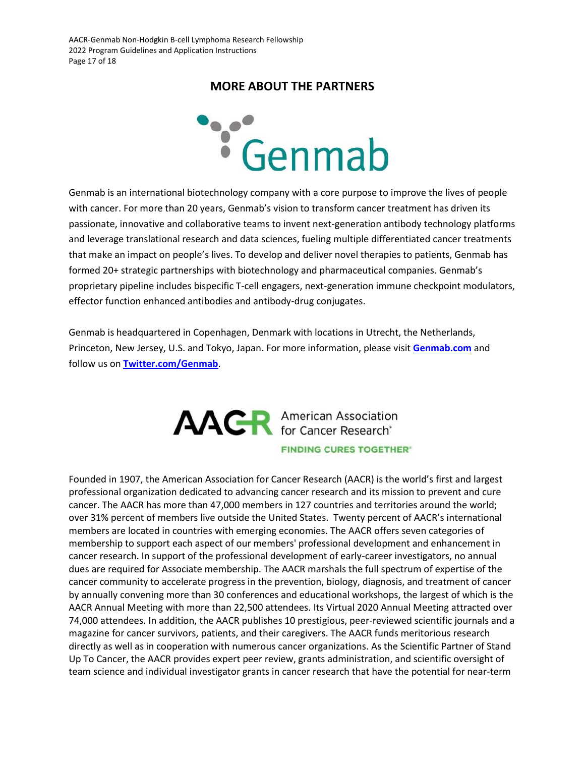## MORE ABOUT THE PARTNERS

Genmab is an international biotechnology company with a core purpose to improve the lives of people with cancer. For more than 20 years, Genmab's vision to transform cancer treatment has driven its passionate, innovative and collaborative teams to invent next-generation antibody technology platforms and leverage translational research and data sciences, fueling multiple differentiated cancer treatments that make an impact on people's lives. To develop and deliver novel therapies to patients, Genmab has formed 20+ strategic partnerships with biotechnology and pharmaceutical companies. Genmab's proprietary pipeline includes bispecific T-cell engagers, next-generation immune checkpoint modulators, effector function enhanced antibodies and antibody-drug conjugates.

Genmab is headquartered in Copenhagen, Denmark with locations in Utrecht, the Netherlands, Princeton, New Jersey, U.S. and Tokyo, Japan. For more information, please visit **Genmab.com** and follow us on **Twitter.com/Genmab**.

Founded in 1907, the American Association for Cancer Research (AACR) is the world's first and largest professional organization dedicated to advancing cancer research and its mission to prevent and cure cancer. The AACR has more than 47,000 members in 127 countries and territories around the world; over 31% percent of members live outside the United States. Twenty percent of AACR's international members are located in countries with emerging economies. The AACR offers seven categories of membership to support each aspect of our members' professional development and enhancement in cancer research. In support of the professional development of early-career investigators, no annual dues are required for Associate membership. The AACR marshals the full spectrum of expertise of the cancer community to accelerate progress in the prevention, biology, diagnosis, and treatment of cancer by annually convening more than 30 conferences and educational workshops, the largest of which is the AACR Annual Meeting with more than 22,500 attendees. Its Virtual 2020 Annual Meeting attracted over 74,000 attendees. In addition, the AACR publishes 10 prestigious, peer-reviewed scientific journals and a magazine for cancer survivors, patients, and their caregivers. The AACR funds meritorious research directly as well as in cooperation with numerous cancer organizations. As the Scientific Partner of Stand Up To Cancer, the AACR provides expert peer review, grants administration, and scientific oversight of team science and individual investigator grants in cancer research that have the potential for near-term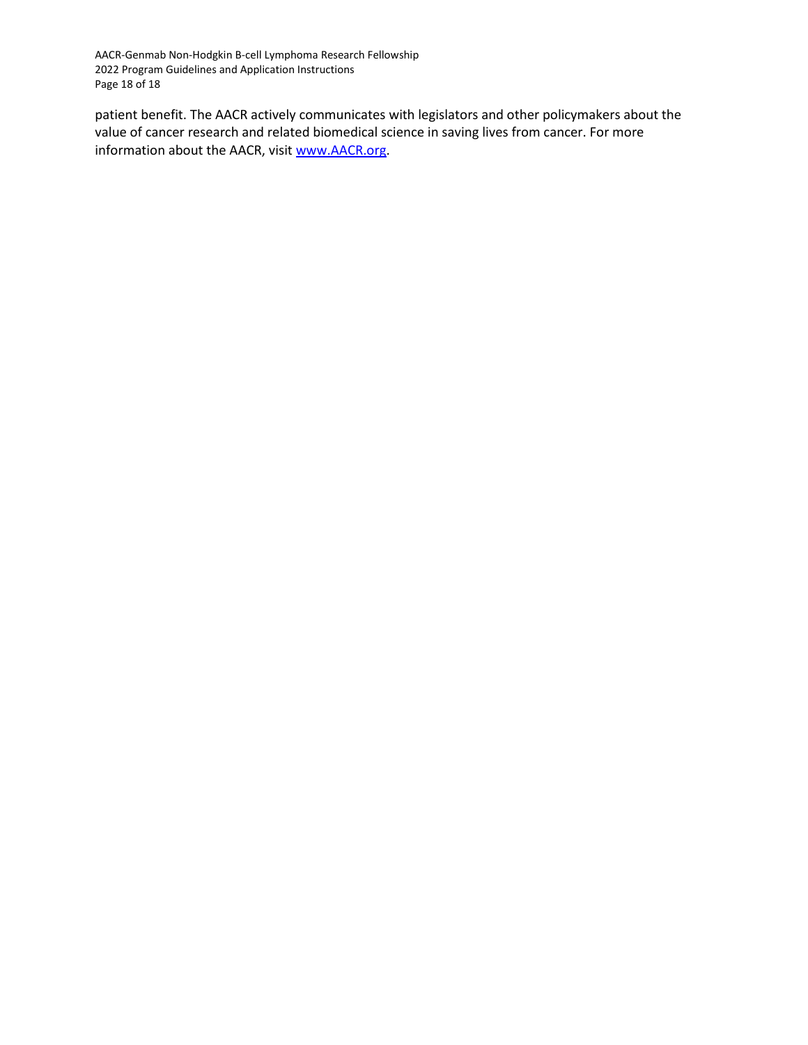patient benefit. The AACR actively communicates with legislators and other policymakers about the value of cancer research and related biomedical science in saving lives from cancer. For more information about the AACR, visit [www.AACR.org](http://www.AACR.org).